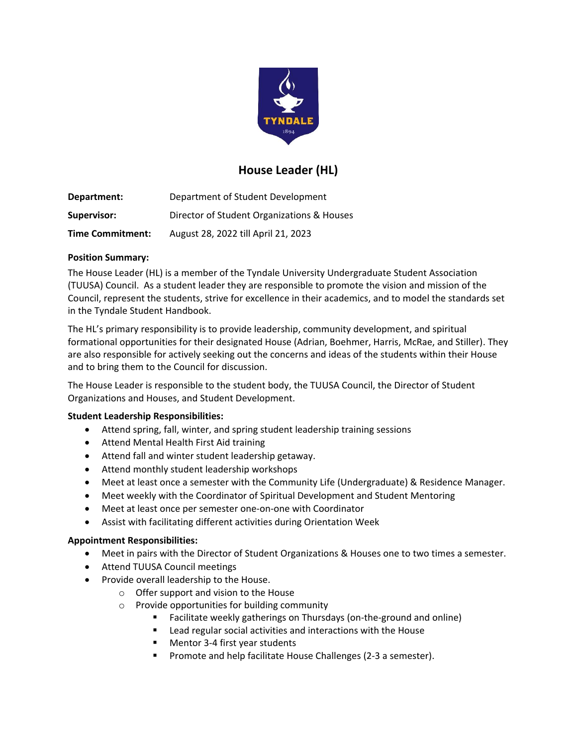# House Leader (HL)

| | |
|---|---|
| **Department:** | Department of Student Development |
| **Supervisor:** | Director of Student Organizations & Houses |
| **Time Commitment:** | August 28, 2022 till April 21, 2023 |

**Position Summary:**

The House Leader (HL) is a member of the Tyndale University Undergraduate Student Association (TUUSA) Council. As a student leader they are responsible to promote the vision and mission of the Council, represent the students, strive for excellence in their academics, and to model the standards set in the Tyndale Student Handbook.

The HL's primary responsibility is to provide leadership, community development, and spiritual formational opportunities for their designated House (Adrian, Boehmer, Harris, McRae, and Stiller). They are also responsible for actively seeking out the concerns and ideas of the students within their House and to bring them to the Council for discussion.

The House Leader is responsible to the student body, the TUUSA Council, the Director of Student Organizations and Houses, and Student Development.

**Student Leadership Responsibilities:**

- Attend spring, fall, winter, and spring student leadership training sessions
- Attend Mental Health First Aid training
- Attend fall and winter student leadership getaway.
- Attend monthly student leadership workshops
- Meet at least once a semester with the Community Life (Undergraduate) & Residence Manager.
- Meet weekly with the Coordinator of Spiritual Development and Student Mentoring
- Meet at least once per semester one-on-one with Coordinator
- Assist with facilitating different activities during Orientation Week

**Appointment Responsibilities:**

- Meet in pairs with the Director of Student Organizations & Houses one to two times a semester.
- Attend TUUSA Council meetings
- Provide overall leadership to the House.
  - Offer support and vision to the House
  - Provide opportunities for building community
    - Facilitate weekly gatherings on Thursdays (on-the-ground and online)
    - Lead regular social activities and interactions with the House
    - Mentor 3-4 first year students
    - Promote and help facilitate House Challenges (2-3 a semester).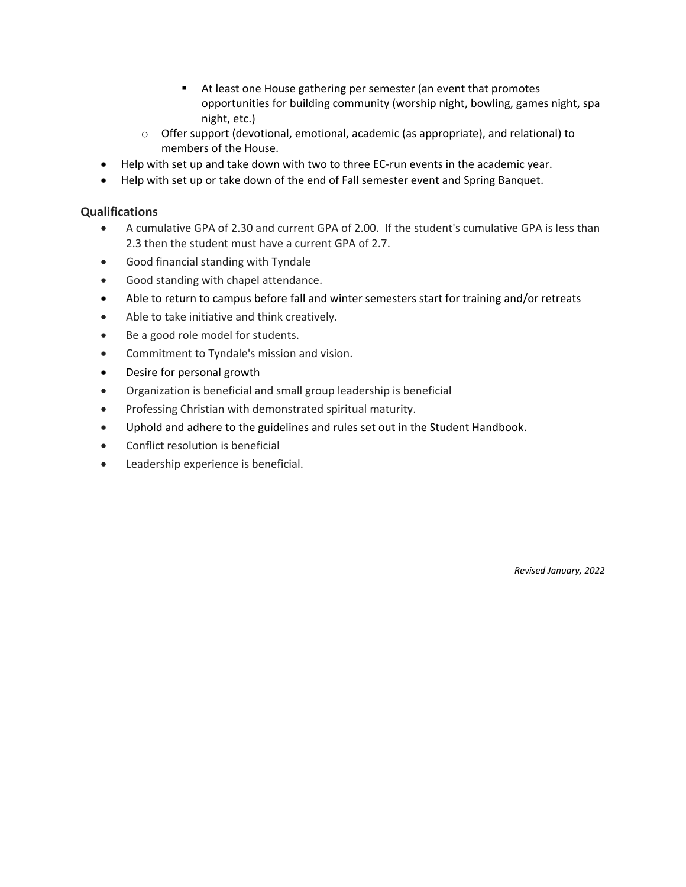- At least one House gathering per semester (an event that promotes opportunities for building community (worship night, bowling, games night, spa night, etc.)
    - Offer support (devotional, emotional, academic (as appropriate), and relational) to members of the House.
- Help with set up and take down with two to three EC-run events in the academic year.
- Help with set up or take down of the end of Fall semester event and Spring Banquet.

## Qualifications

- A cumulative GPA of 2.30 and current GPA of 2.00. If the student's cumulative GPA is less than 2.3 then the student must have a current GPA of 2.7.
- Good financial standing with Tyndale
- Good standing with chapel attendance.
- Able to return to campus before fall and winter semesters start for training and/or retreats
- Able to take initiative and think creatively.
- Be a good role model for students.
- Commitment to Tyndale's mission and vision.
- Desire for personal growth
- Organization is beneficial and small group leadership is beneficial
- Professing Christian with demonstrated spiritual maturity.
- Uphold and adhere to the guidelines and rules set out in the Student Handbook.
- Conflict resolution is beneficial
- Leadership experience is beneficial.

*Revised January, 2022*